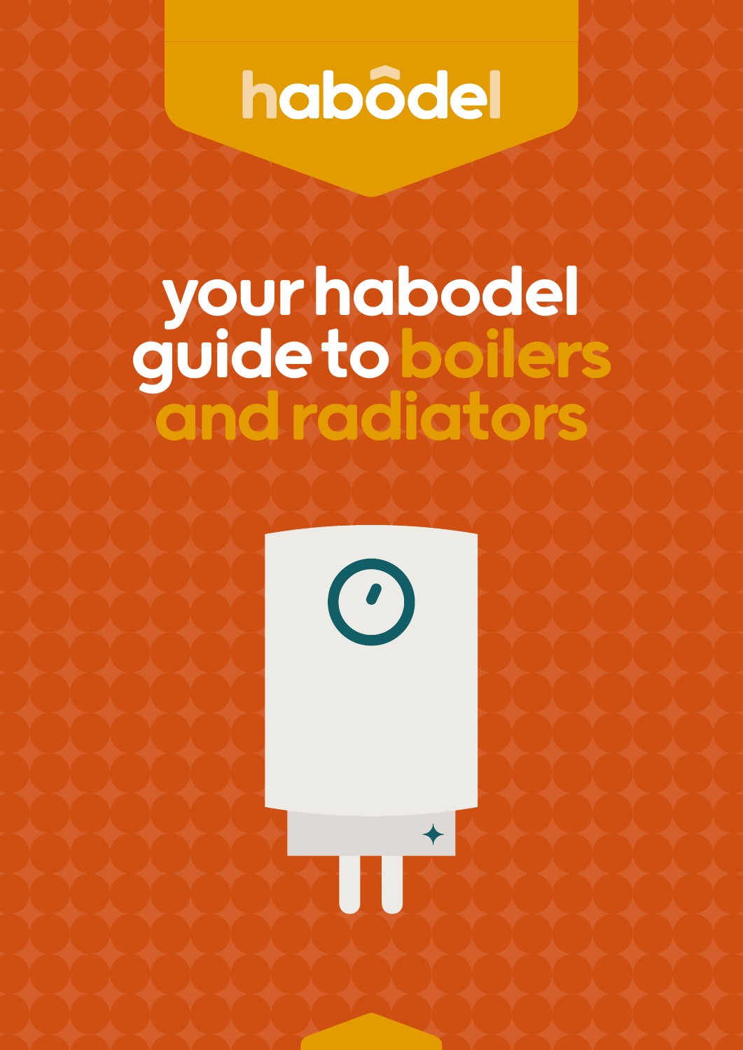habodel

# your habodel guide to boilers and radiators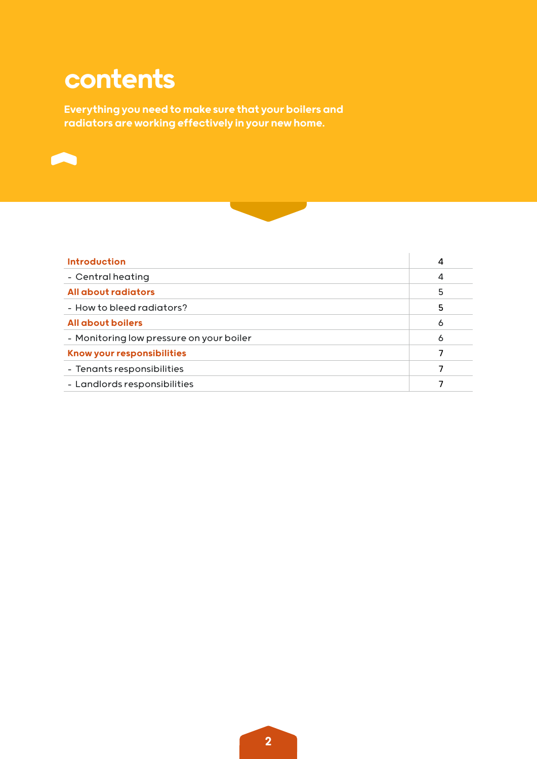# contents

**Everything you need to make sure that your boilers and radiators are working effectively in your new home.**

| Section | Page |
| --- | --- |
| **Introduction** | 4 |
| - Central heating | 4 |
| **All about radiators** | 5 |
| - How to bleed radiators? | 5 |
| **All about boilers** | 6 |
| - Monitoring low pressure on your boiler | 6 |
| **Know your responsibilities** | 7 |
| - Tenants responsibilities | 7 |
| - Landlords responsibilities | 7 |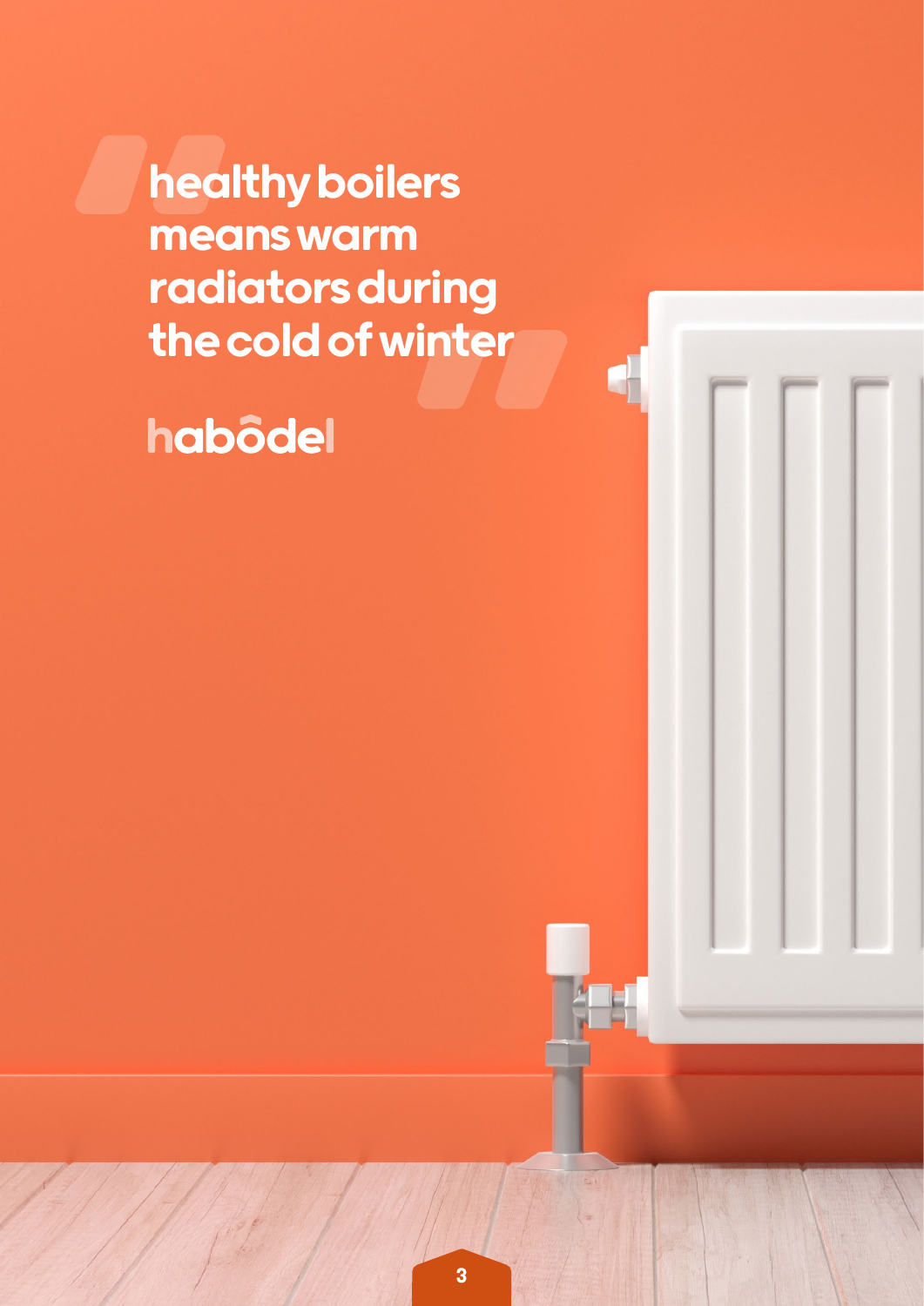> healthy boilers means warm radiators during the cold of winter

habodel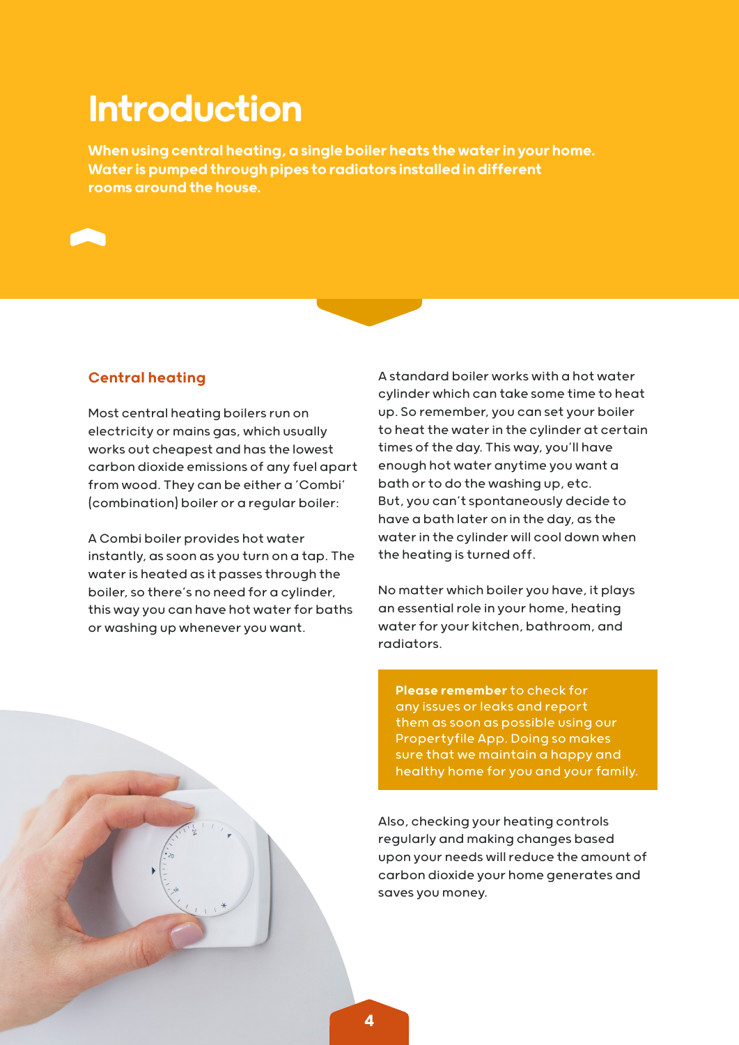# Introduction

**When using central heating, a single boiler heats the water in your home. Water is pumped through pipes to radiators installed in different rooms around the house.**

## Central heating

Most central heating boilers run on electricity or mains gas, which usually works out cheapest and has the lowest carbon dioxide emissions of any fuel apart from wood. They can be either a 'Combi' (combination) boiler or a regular boiler:

A Combi boiler provides hot water instantly, as soon as you turn on a tap. The water is heated as it passes through the boiler, so there's no need for a cylinder, this way you can have hot water for baths or washing up whenever you want.

A standard boiler works with a hot water cylinder which can take some time to heat up. So remember, you can set your boiler to heat the water in the cylinder at certain times of the day. This way, you'll have enough hot water anytime you want a bath or to do the washing up, etc.
But, you can't spontaneously decide to have a bath later on in the day, as the water in the cylinder will cool down when the heating is turned off.

No matter which boiler you have, it plays an essential role in your home, heating water for your kitchen, bathroom, and radiators.

**Please remember** to check for any issues or leaks and report them as soon as possible using our Propertyfile App. Doing so makes sure that we maintain a happy and healthy home for you and your family.

Also, checking your heating controls regularly and making changes based upon your needs will reduce the amount of carbon dioxide your home generates and saves you money.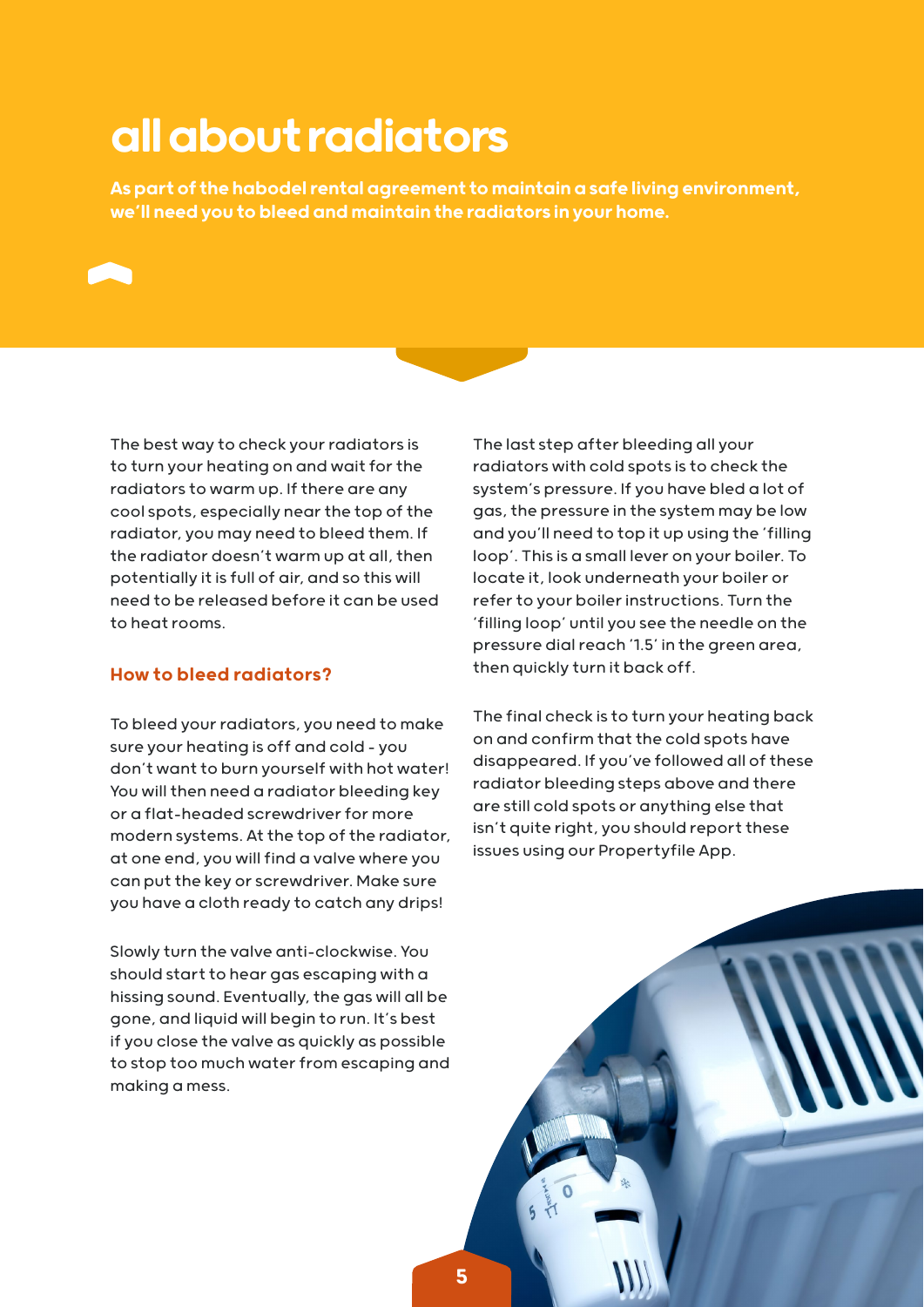# all about radiators

**As part of the habodel rental agreement to maintain a safe living environment, we'll need you to bleed and maintain the radiators in your home.**

The best way to check your radiators is to turn your heating on and wait for the radiators to warm up. If there are any cool spots, especially near the top of the radiator, you may need to bleed them. If the radiator doesn't warm up at all, then potentially it is full of air, and so this will need to be released before it can be used to heat rooms.

## How to bleed radiators?

To bleed your radiators, you need to make sure your heating is off and cold - you don't want to burn yourself with hot water! You will then need a radiator bleeding key or a flat-headed screwdriver for more modern systems. At the top of the radiator, at one end, you will find a valve where you can put the key or screwdriver. Make sure you have a cloth ready to catch any drips!

Slowly turn the valve anti-clockwise. You should start to hear gas escaping with a hissing sound. Eventually, the gas will all be gone, and liquid will begin to run. It's best if you close the valve as quickly as possible to stop too much water from escaping and making a mess.

The last step after bleeding all your radiators with cold spots is to check the system's pressure. If you have bled a lot of gas, the pressure in the system may be low and you'll need to top it up using the 'filling loop'. This is a small lever on your boiler. To locate it, look underneath your boiler or refer to your boiler instructions. Turn the 'filling loop' until you see the needle on the pressure dial reach '1.5' in the green area, then quickly turn it back off.

The final check is to turn your heating back on and confirm that the cold spots have disappeared. If you've followed all of these radiator bleeding steps above and there are still cold spots or anything else that isn't quite right, you should report these issues using our Propertyfile App.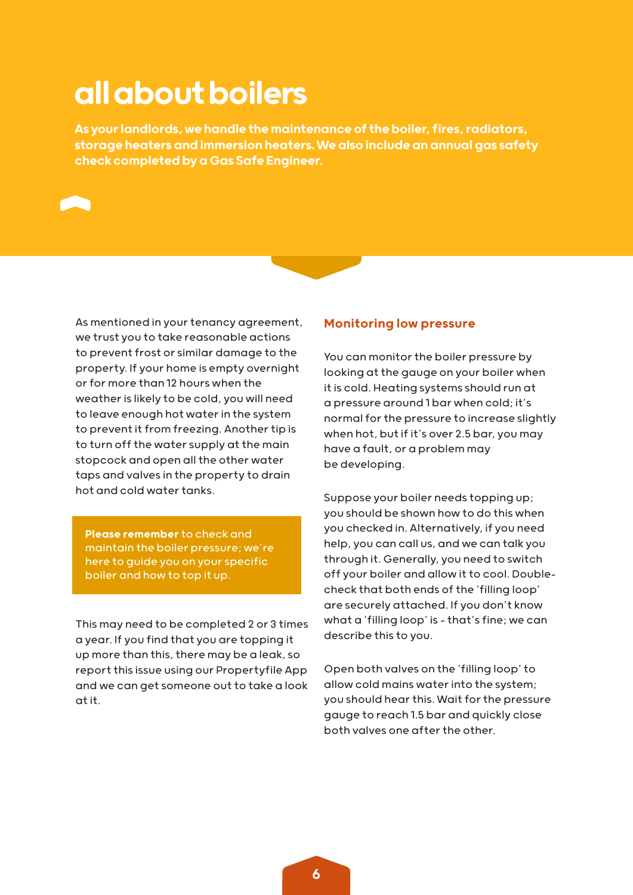# all about boilers

**As your landlords, we handle the maintenance of the boiler, fires, radiators, storage heaters and immersion heaters. We also include an annual gas safety check completed by a Gas Safe Engineer.**

As mentioned in your tenancy agreement, we trust you to take reasonable actions to prevent frost or similar damage to the property. If your home is empty overnight or for more than 12 hours when the weather is likely to be cold, you will need to leave enough hot water in the system to prevent it from freezing. Another tip is to turn off the water supply at the main stopcock and open all the other water taps and valves in the property to drain hot and cold water tanks.

> **Please remember** to check and maintain the boiler pressure; we're here to guide you on your specific boiler and how to top it up.

This may need to be completed 2 or 3 times a year. If you find that you are topping it up more than this, there may be a leak, so report this issue using our Propertyfile App and we can get someone out to take a look at it.

### Monitoring low pressure

You can monitor the boiler pressure by looking at the gauge on your boiler when it is cold. Heating systems should run at a pressure around 1 bar when cold; it's normal for the pressure to increase slightly when hot, but if it's over 2.5 bar, you may have a fault, or a problem may be developing.

Suppose your boiler needs topping up; you should be shown how to do this when you checked in. Alternatively, if you need help, you can call us, and we can talk you through it. Generally, you need to switch off your boiler and allow it to cool. Double-check that both ends of the 'filling loop' are securely attached. If you don't know what a 'filling loop' is - that's fine; we can describe this to you.

Open both valves on the 'filling loop' to allow cold mains water into the system; you should hear this. Wait for the pressure gauge to reach 1.5 bar and quickly close both valves one after the other.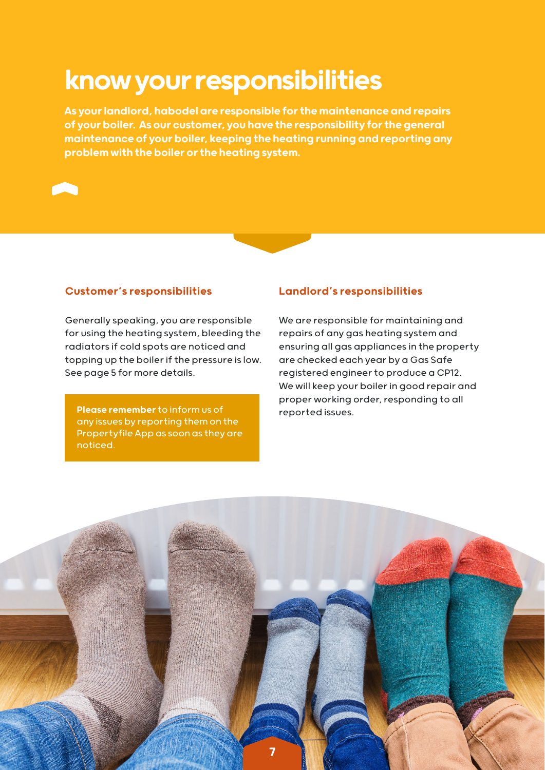# know your responsibilities

**As your landlord, habodel are responsible for the maintenance and repairs of your boiler. As our customer, you have the responsibility for the general maintenance of your boiler, keeping the heating running and reporting any problem with the boiler or the heating system.**

## Customer's responsibilities

Generally speaking, you are responsible for using the heating system, bleeding the radiators if cold spots are noticed and topping up the boiler if the pressure is low. See page 5 for more details.

**Please remember** to inform us of any issues by reporting them on the Propertyfile App as soon as they are noticed.

## Landlord's responsibilities

We are responsible for maintaining and repairs of any gas heating system and ensuring all gas appliances in the property are checked each year by a Gas Safe registered engineer to produce a CP12. We will keep your boiler in good repair and proper working order, responding to all reported issues.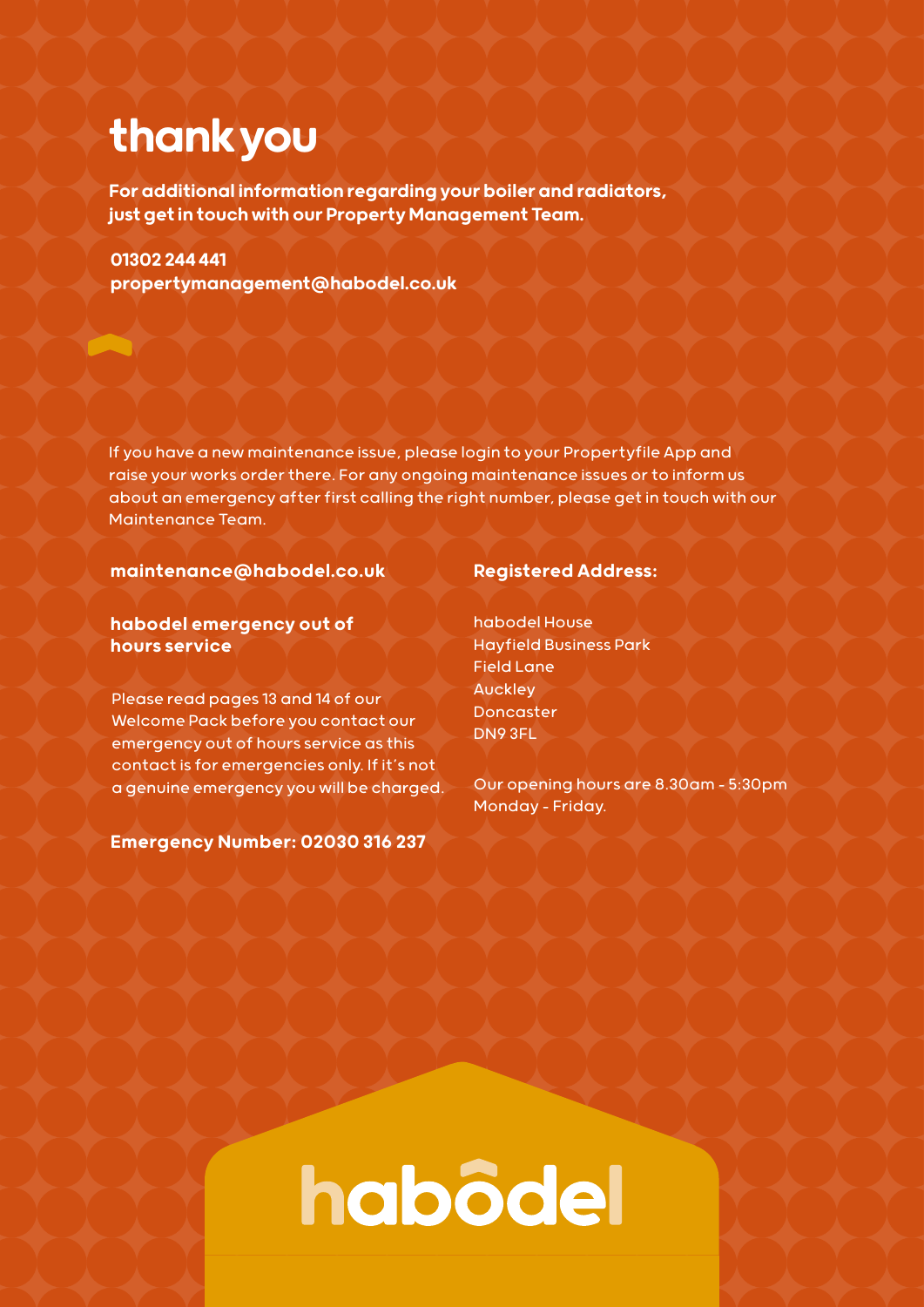# thank you

**For additional information regarding your boiler and radiators, just get in touch with our Property Management Team.**

**01302 244 441**
**propertymanagement@habodel.co.uk**

If you have a new maintenance issue, please login to your Propertyfile App and raise your works order there. For any ongoing maintenance issues or to inform us about an emergency after first calling the right number, please get in touch with our Maintenance Team.

**maintenance@habodel.co.uk**

**habodel emergency out of hours service**

Please read pages 13 and 14 of our Welcome Pack before you contact our emergency out of hours service as this contact is for emergencies only. If it's not a genuine emergency you will be charged.

**Emergency Number: 02030 316 237**

**Registered Address:**

habodel House
Hayfield Business Park
Field Lane
Auckley
Doncaster
DN9 3FL

Our opening hours are 8.30am - 5:30pm Monday - Friday.

habodel